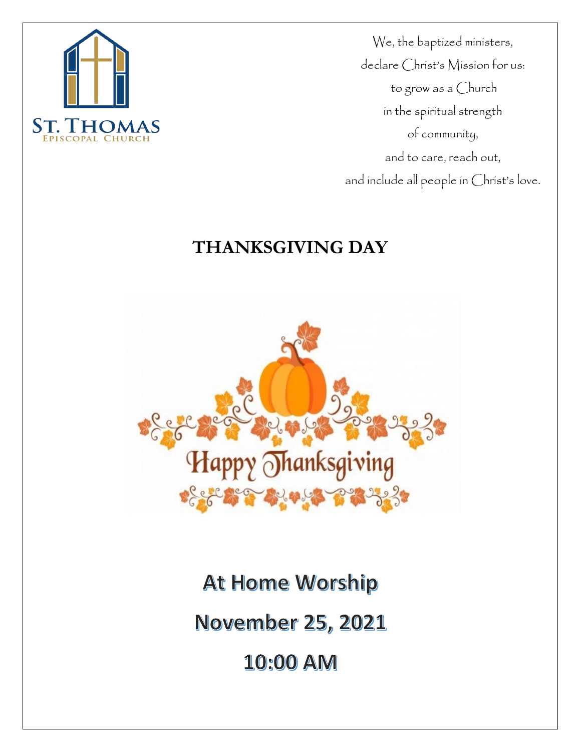ST. THOMAS
EPISCOPAL CHURCH

We, the baptized ministers,
declare Christ's Mission for us:
to grow as a Church
in the spiritual strength
of community,
and to care, reach out,
and include all people in Christ's love.

# THANKSGIVING DAY

Happy Thanksgiving

# At Home Worship

# November 25, 2021

# 10:00 AM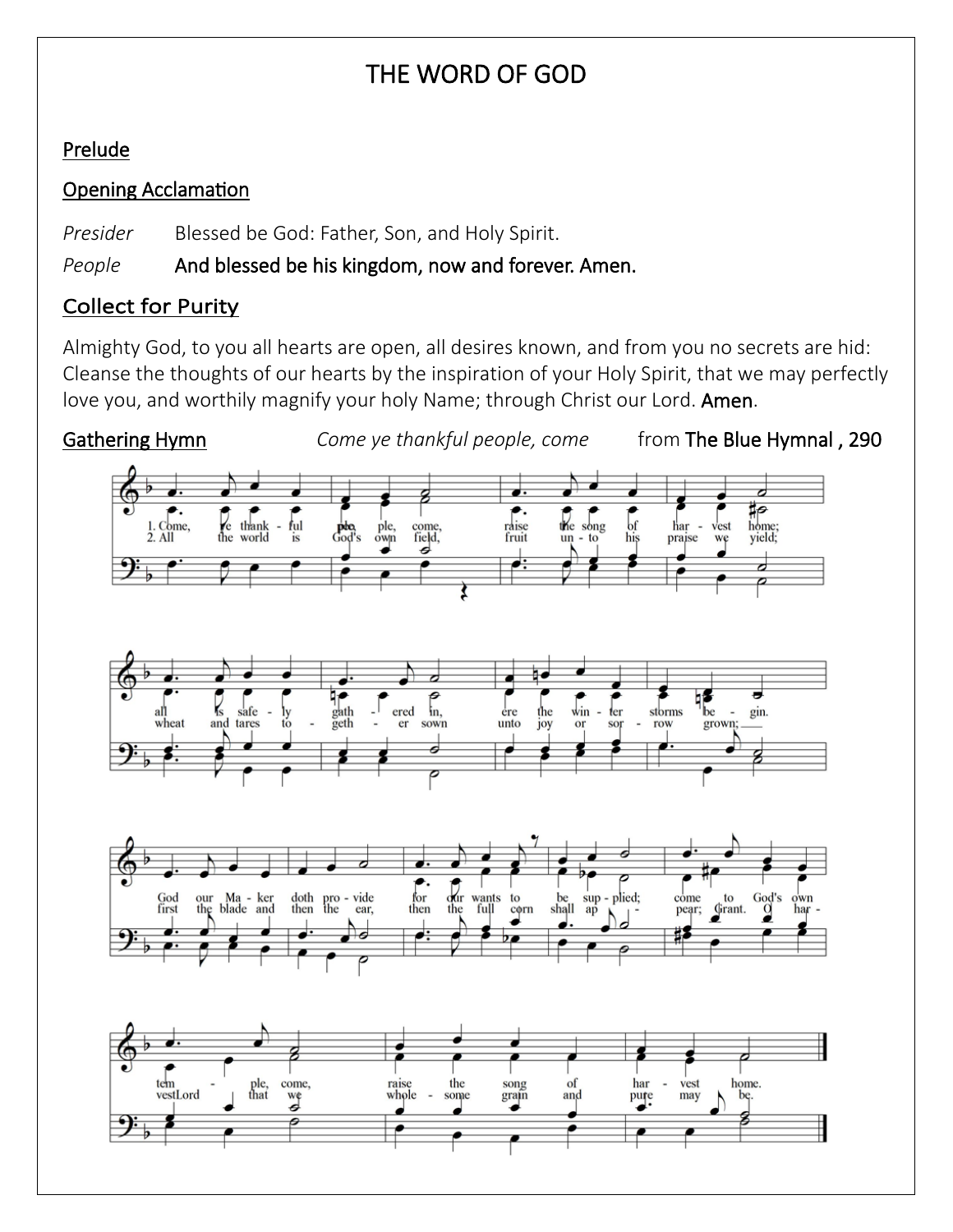# THE WORD OF GOD

## Prelude

## Opening Acclamation

*Presider* Blessed be God: Father, Son, and Holy Spirit.

*People* **And blessed be his kingdom, now and forever. Amen.**

## Collect for Purity

Almighty God, to you all hearts are open, all desires known, and from you no secrets are hid: Cleanse the thoughts of our hearts by the inspiration of your Holy Spirit, that we may perfectly love you, and worthily magnify your holy Name; through Christ our Lord. **Amen**.

## Gathering Hymn *Come ye thankful people, come* from **The Blue Hymnal , 290**

1. Come, ye thankful people, come, raise the song of harvest home; all is safely gathered in, ere the winter storms begin. God our Maker doth provide for our wants to be supplied; come to God's own temple, come, raise the song of harvest home.

2. All the world is God's own field, fruit unto his praise we yield; wheat and tares together sown unto joy or sorrow grown; first the blade and then the ear, then the full corn shall appear; Grant. O harvest Lord that we wholesome grain and pure may be.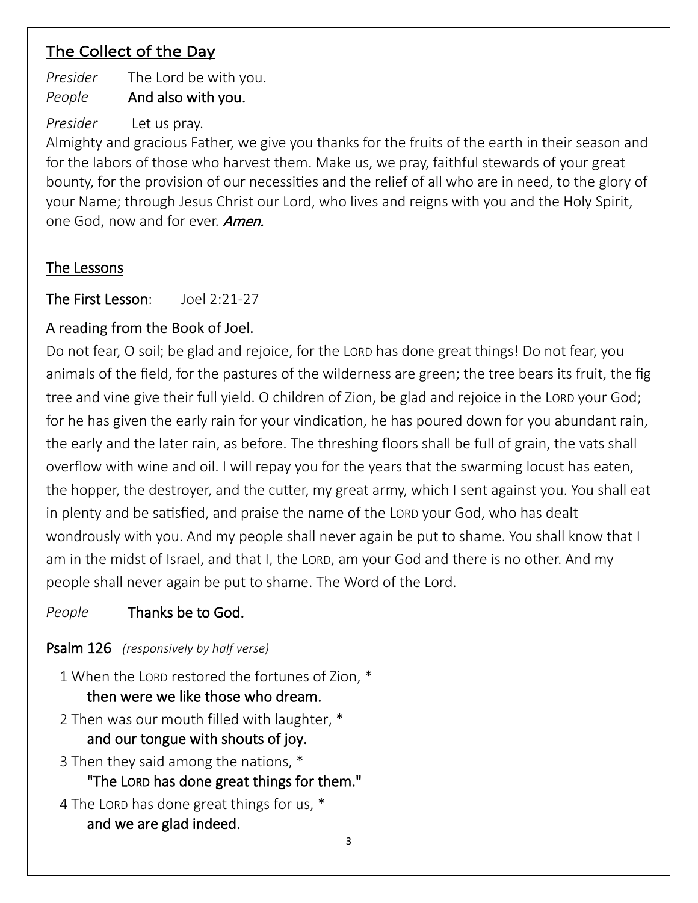## The Collect of the Day

*Presider* The Lord be with you.
*People* **And also with you.**

*Presider* Let us pray.
Almighty and gracious Father, we give you thanks for the fruits of the earth in their season and for the labors of those who harvest them. Make us, we pray, faithful stewards of your great bounty, for the provision of our necessities and the relief of all who are in need, to the glory of your Name; through Jesus Christ our Lord, who lives and reigns with you and the Holy Spirit, one God, now and for ever. ***Amen.***

## The Lessons

**The First Lesson**: Joel 2:21-27

A reading from the Book of Joel.
Do not fear, O soil; be glad and rejoice, for the LORD has done great things! Do not fear, you animals of the field, for the pastures of the wilderness are green; the tree bears its fruit, the fig tree and vine give their full yield. O children of Zion, be glad and rejoice in the LORD your God; for he has given the early rain for your vindication, he has poured down for you abundant rain, the early and the later rain, as before. The threshing floors shall be full of grain, the vats shall overflow with wine and oil. I will repay you for the years that the swarming locust has eaten, the hopper, the destroyer, and the cutter, my great army, which I sent against you. You shall eat in plenty and be satisfied, and praise the name of the LORD your God, who has dealt wondrously with you. And my people shall never again be put to shame. You shall know that I am in the midst of Israel, and that I, the LORD, am your God and there is no other. And my people shall never again be put to shame. The Word of the Lord.

*People* **Thanks be to God.**

**Psalm 126** *(responsively by half verse)*

1 When the LORD restored the fortunes of Zion, *
**then were we like those who dream.**
2 Then was our mouth filled with laughter, *
**and our tongue with shouts of joy.**
3 Then they said among the nations, *
**"The LORD has done great things for them."**
4 The LORD has done great things for us, *
**and we are glad indeed.**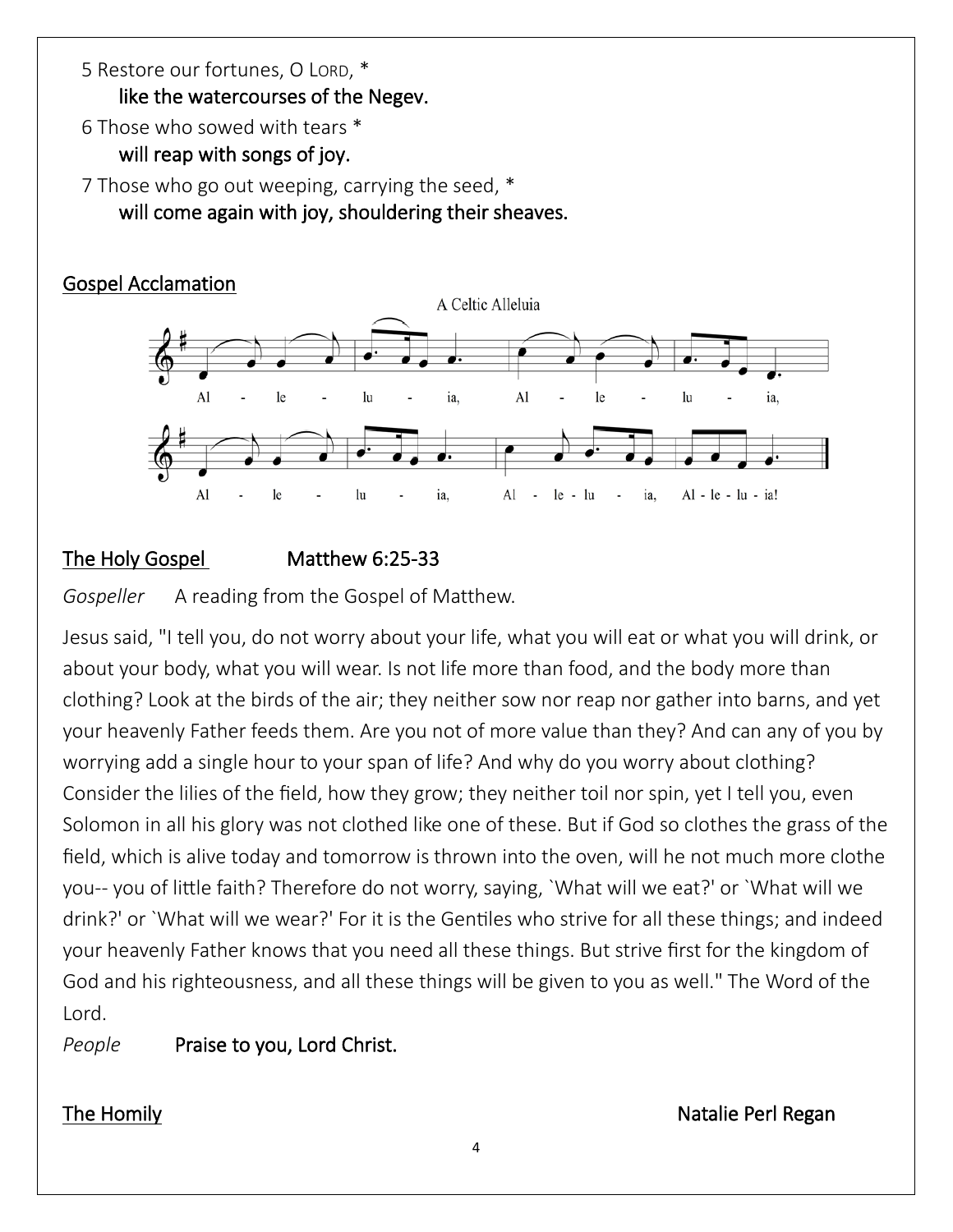5 Restore our fortunes, O LORD, *

**like the watercourses of the Negev.**

6 Those who sowed with tears *

**will reap with songs of joy.**

7 Those who go out weeping, carrying the seed, *

**will come again with joy, shouldering their sheaves.**

## Gospel Acclamation

A Celtic Alleluia

Al - le - lu - ia, Al - le - lu - ia,

Al - le - lu - ia, Al - le - lu - ia, Al - le - lu - ia!

## The Holy Gospel Matthew 6:25-33

*Gospeller* A reading from the Gospel of Matthew.

Jesus said, "I tell you, do not worry about your life, what you will eat or what you will drink, or about your body, what you will wear. Is not life more than food, and the body more than clothing? Look at the birds of the air; they neither sow nor reap nor gather into barns, and yet your heavenly Father feeds them. Are you not of more value than they? And can any of you by worrying add a single hour to your span of life? And why do you worry about clothing? Consider the lilies of the field, how they grow; they neither toil nor spin, yet I tell you, even Solomon in all his glory was not clothed like one of these. But if God so clothes the grass of the field, which is alive today and tomorrow is thrown into the oven, will he not much more clothe you-- you of little faith? Therefore do not worry, saying, `What will we eat?' or `What will we drink?' or `What will we wear?' For it is the Gentiles who strive for all these things; and indeed your heavenly Father knows that you need all these things. But strive first for the kingdom of God and his righteousness, and all these things will be given to you as well." The Word of the Lord.

*People* **Praise to you, Lord Christ.**

## The Homily Natalie Perl Regan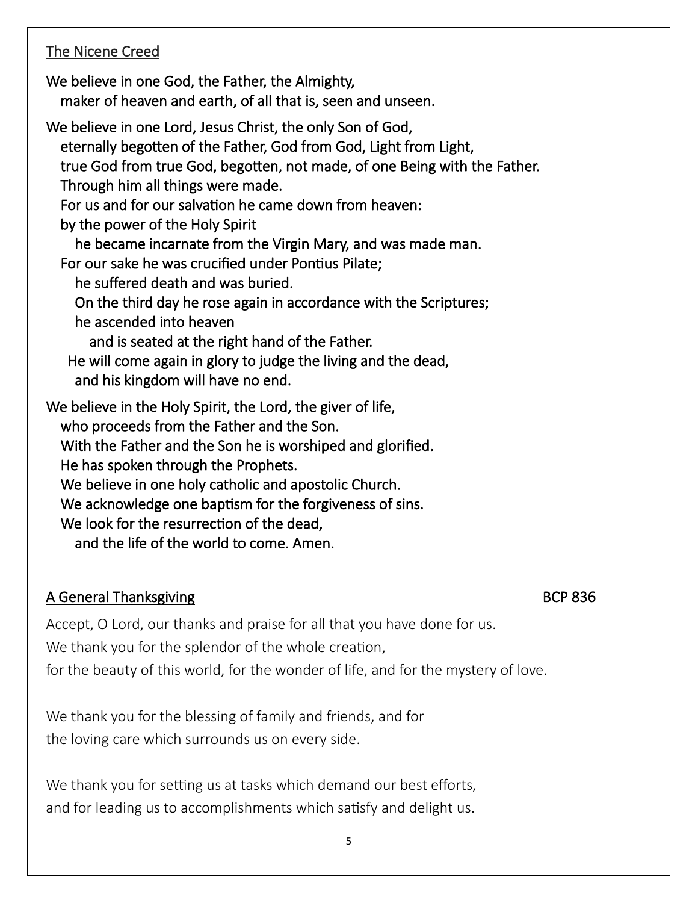The Nicene Creed

**We believe in one God, the Father, the Almighty,**
**maker of heaven and earth, of all that is, seen and unseen.**

**We believe in one Lord, Jesus Christ, the only Son of God,**
**eternally begotten of the Father, God from God, Light from Light,**
**true God from true God, begotten, not made, of one Being with the Father.**
**Through him all things were made.**
**For us and for our salvation he came down from heaven:**
**by the power of the Holy Spirit**
**he became incarnate from the Virgin Mary, and was made man.**
**For our sake he was crucified under Pontius Pilate;**
**he suffered death and was buried.**
**On the third day he rose again in accordance with the Scriptures;**
**he ascended into heaven**
**and is seated at the right hand of the Father.**
**He will come again in glory to judge the living and the dead,**
**and his kingdom will have no end.**

**We believe in the Holy Spirit, the Lord, the giver of life,**
**who proceeds from the Father and the Son.**
**With the Father and the Son he is worshiped and glorified.**
**He has spoken through the Prophets.**
**We believe in one holy catholic and apostolic Church.**
**We acknowledge one baptism for the forgiveness of sins.**
**We look for the resurrection of the dead,**
**and the life of the world to come. Amen.**

**A General Thanksgiving** **BCP 836**

Accept, O Lord, our thanks and praise for all that you have done for us.
We thank you for the splendor of the whole creation,
for the beauty of this world, for the wonder of life, and for the mystery of love.

We thank you for the blessing of family and friends, and for
the loving care which surrounds us on every side.

We thank you for setting us at tasks which demand our best efforts,
and for leading us to accomplishments which satisfy and delight us.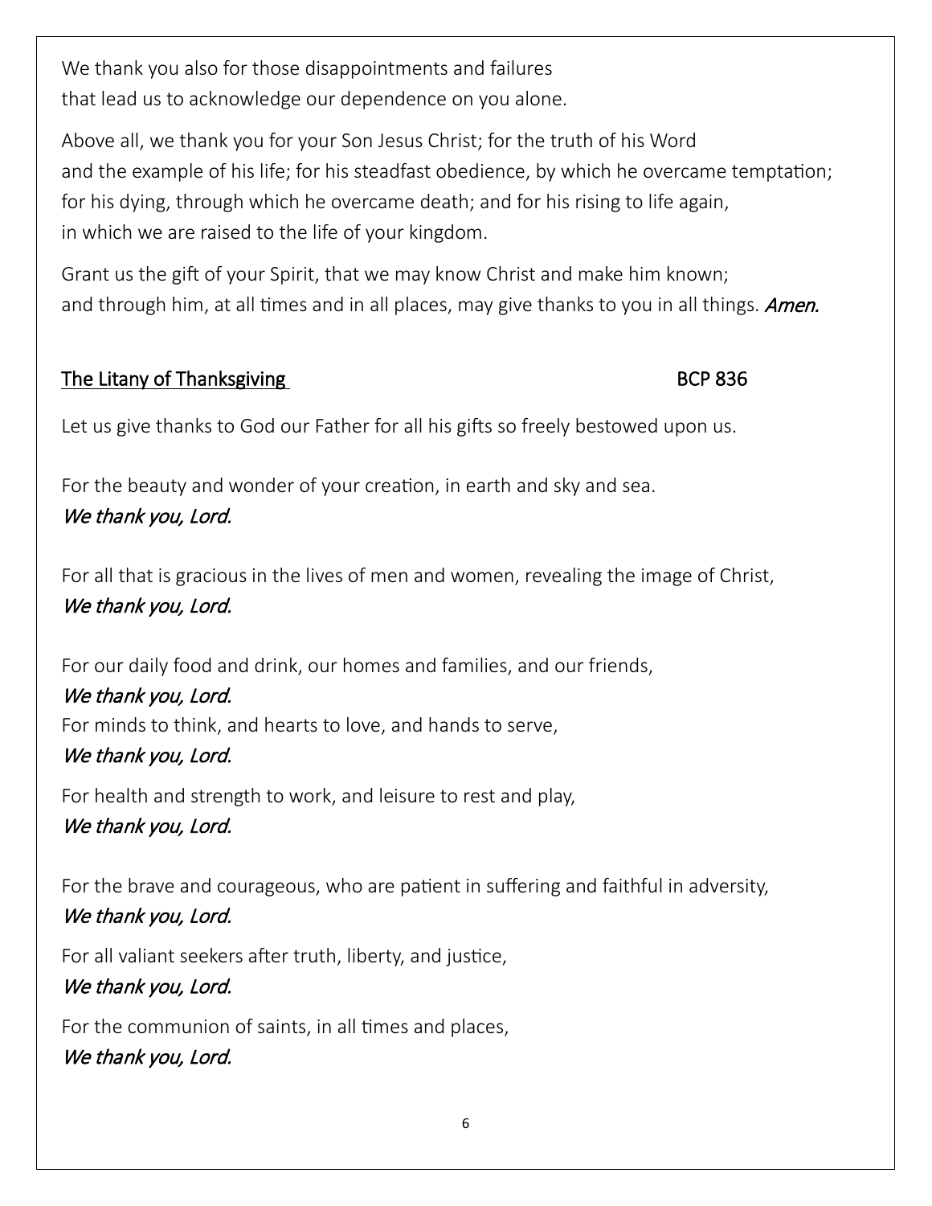We thank you also for those disappointments and failures
that lead us to acknowledge our dependence on you alone.

Above all, we thank you for your Son Jesus Christ; for the truth of his Word
and the example of his life; for his steadfast obedience, by which he overcame temptation;
for his dying, through which he overcame death; and for his rising to life again,
in which we are raised to the life of your kingdom.

Grant us the gift of your Spirit, that we may know Christ and make him known;
and through him, at all times and in all places, may give thanks to you in all things. ***Amen.***

## The Litany of Thanksgiving BCP 836

Let us give thanks to God our Father for all his gifts so freely bestowed upon us.

For the beauty and wonder of your creation, in earth and sky and sea.
*We thank you, Lord.*

For all that is gracious in the lives of men and women, revealing the image of Christ,
*We thank you, Lord.*

For our daily food and drink, our homes and families, and our friends,
*We thank you, Lord.*
For minds to think, and hearts to love, and hands to serve,
*We thank you, Lord.*

For health and strength to work, and leisure to rest and play,
*We thank you, Lord.*

For the brave and courageous, who are patient in suffering and faithful in adversity,
*We thank you, Lord.*

For all valiant seekers after truth, liberty, and justice,
*We thank you, Lord.*

For the communion of saints, in all times and places,
*We thank you, Lord.*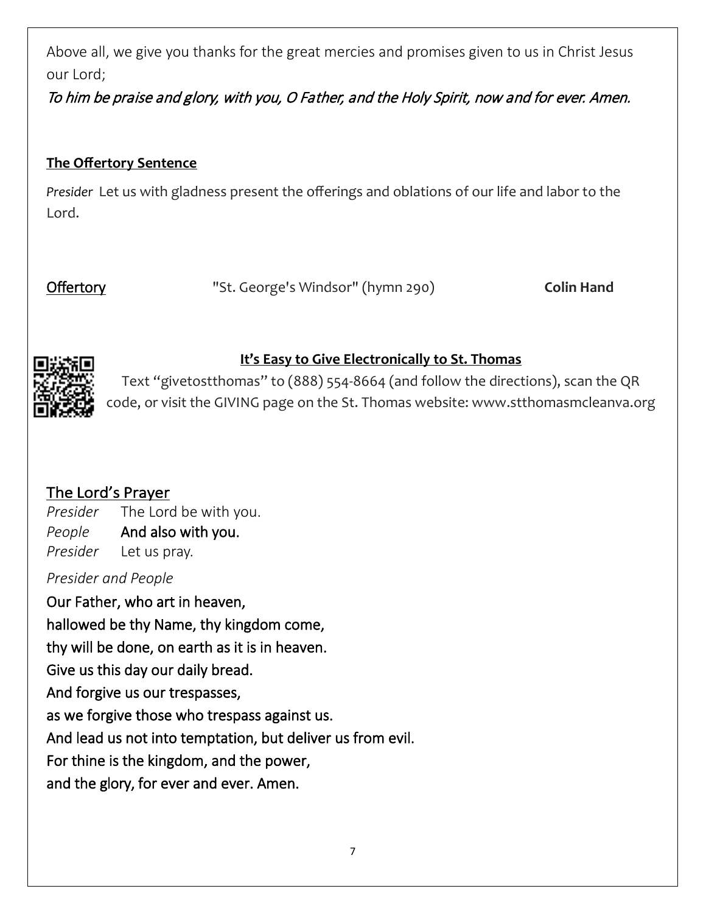Above all, we give you thanks for the great mercies and promises given to us in Christ Jesus our Lord;

*To him be praise and glory, with you, O Father, and the Holy Spirit, now and for ever. Amen.*

**The Offertory Sentence**

*Presider* Let us with gladness present the offerings and oblations of our life and labor to the Lord.

Offertory "St. George's Windsor" (hymn 290) **Colin Hand**

**It's Easy to Give Electronically to St. Thomas**

Text "givetostthomas" to (888) 554-8664 (and follow the directions), scan the QR code, or visit the GIVING page on the St. Thomas website: www.stthomasmcleanva.org

## The Lord's Prayer

*Presider* The Lord be with you.
*People* **And also with you.**
*Presider* Let us pray.

*Presider and People*

**Our Father, who art in heaven,**
**hallowed be thy Name, thy kingdom come,**
**thy will be done, on earth as it is in heaven.**
**Give us this day our daily bread.**
**And forgive us our trespasses,**
**as we forgive those who trespass against us.**
**And lead us not into temptation, but deliver us from evil.**
**For thine is the kingdom, and the power,**
**and the glory, for ever and ever. Amen.**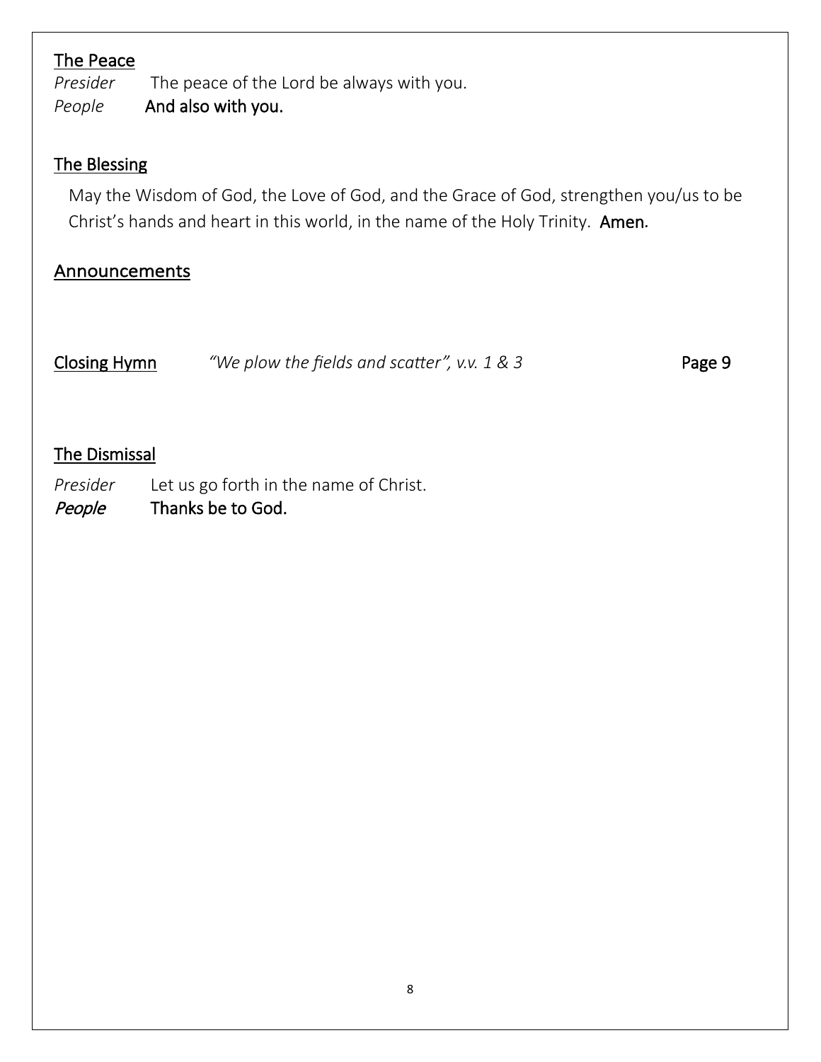## The Peace

*Presider* The peace of the Lord be always with you.
*People* **And also with you.**

## The Blessing

May the Wisdom of God, the Love of God, and the Grace of God, strengthen you/us to be Christ's hands and heart in this world, in the name of the Holy Trinity. **Amen.**

## Announcements

**Closing Hymn** *"We plow the fields and scatter", v.v. 1 & 3* **Page 9**

## The Dismissal

*Presider* Let us go forth in the name of Christ.
*People* **Thanks be to God.**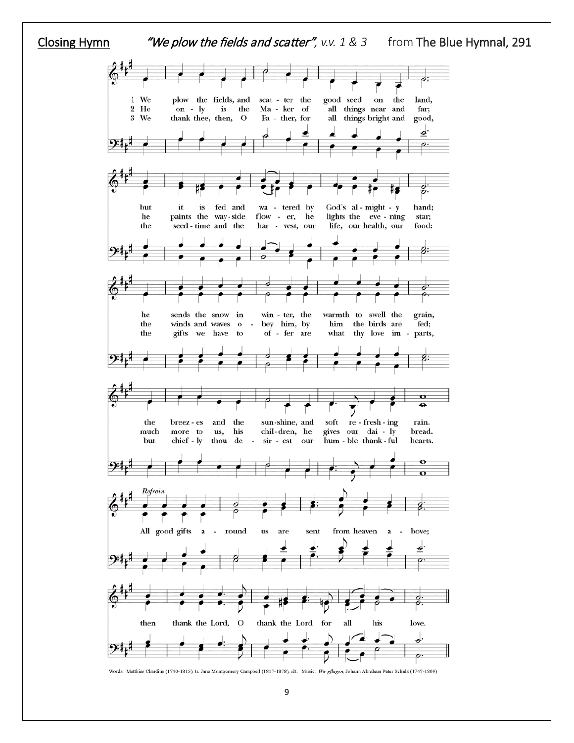**Closing Hymn** *"We plow the fields and scatter", v.v. 1 & 3* from **The Blue Hymnal, 291**

1 We plow the fields, and scat - ter the good seed on the land,
2 He on - ly is the Ma - ker of all things near and far;
3 We thank thee, then, O Fa - ther, for all things bright and good,

but it is fed and wa - tered by God's al - might - y hand;
he paints the way - side flow - er, he lights the eve - ning star;
the seed - time and the har - vest, our life, our health, our food;

he sends the snow in win - ter, the warmth to swell the grain,
the winds and waves o - bey him, by him the birds are fed;
the gifts we have to of - fer are what thy love im - parts,

the breez - es and the sun - shine, and soft re - fresh - ing rain.
much more to us, his chil - dren, he gives our dai - ly bread.
but chief - ly thou de - sir - est our hum - ble thank - ful hearts.

*Refrain*

All good gifts a - round us are sent from heaven a - bove;
then thank the Lord, O thank the Lord for all his love.

Words: Matthias Claudius (1740-1815), tr. Jane Montgomery Campbell (1817-1878), alt. Music: *Wir pflugen*, Johann Abraham Peter Schulz (1747-1800)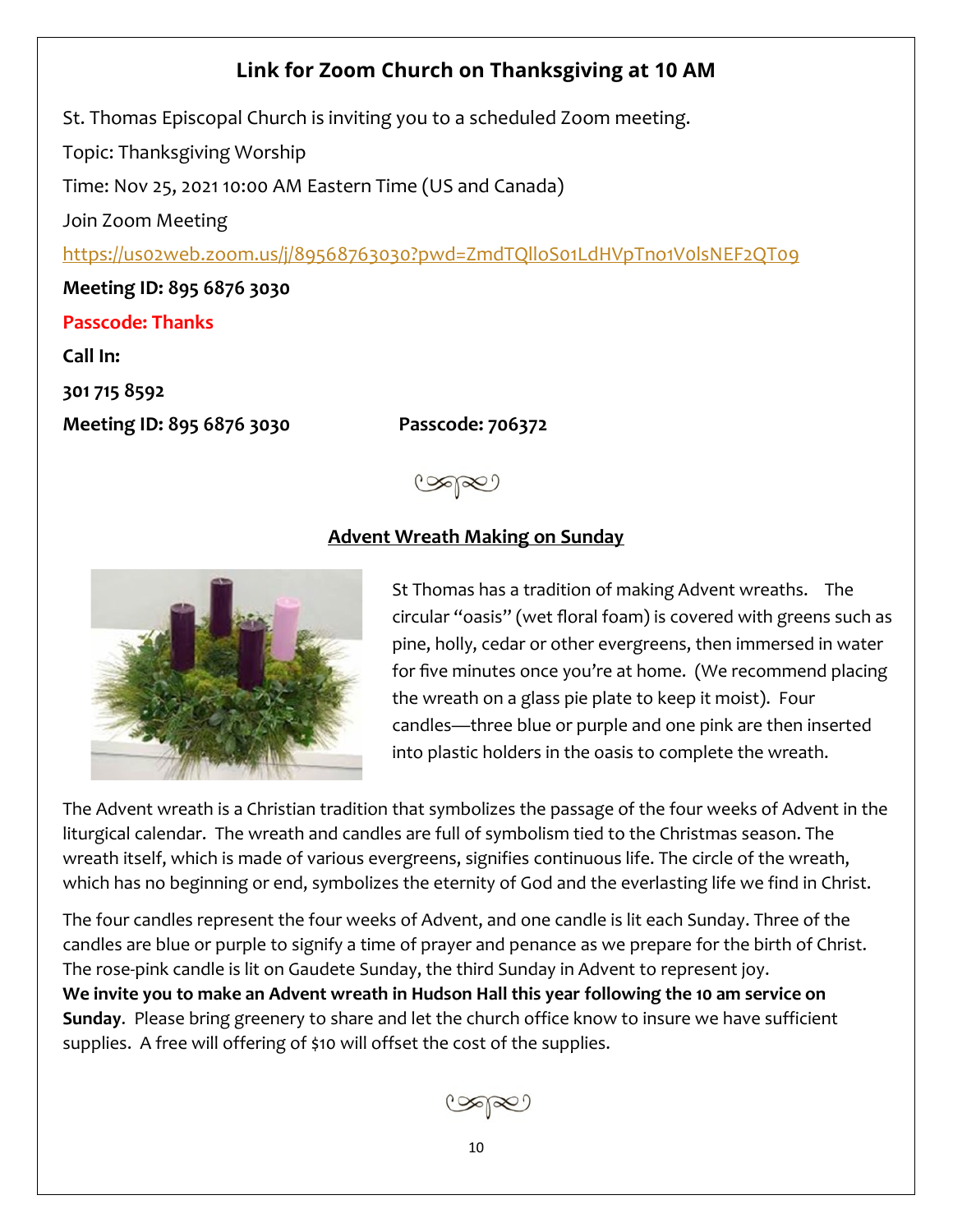## Link for Zoom Church on Thanksgiving at 10 AM

St. Thomas Episcopal Church is inviting you to a scheduled Zoom meeting.

Topic: Thanksgiving Worship

Time: Nov 25, 2021 10:00 AM Eastern Time (US and Canada)

Join Zoom Meeting

https://us02web.zoom.us/j/89568763030?pwd=ZmdTQlloS01LdHVpTno1V0lsNEF2QT09

**Meeting ID: 895 6876 3030**

**Passcode: Thanks**

**Call In:**

**301 715 8592**

**Meeting ID: 895 6876 3030** **Passcode: 706372**

## Advent Wreath Making on Sunday

St Thomas has a tradition of making Advent wreaths. The circular "oasis" (wet floral foam) is covered with greens such as pine, holly, cedar or other evergreens, then immersed in water for five minutes once you're at home. (We recommend placing the wreath on a glass pie plate to keep it moist). Four candles—three blue or purple and one pink are then inserted into plastic holders in the oasis to complete the wreath.

The Advent wreath is a Christian tradition that symbolizes the passage of the four weeks of Advent in the liturgical calendar. The wreath and candles are full of symbolism tied to the Christmas season. The wreath itself, which is made of various evergreens, signifies continuous life. The circle of the wreath, which has no beginning or end, symbolizes the eternity of God and the everlasting life we find in Christ.

The four candles represent the four weeks of Advent, and one candle is lit each Sunday. Three of the candles are blue or purple to signify a time of prayer and penance as we prepare for the birth of Christ. The rose-pink candle is lit on Gaudete Sunday, the third Sunday in Advent to represent joy.
**We invite you to make an Advent wreath in Hudson Hall this year following the 10 am service on Sunday**. Please bring greenery to share and let the church office know to insure we have sufficient supplies. A free will offering of $10 will offset the cost of the supplies.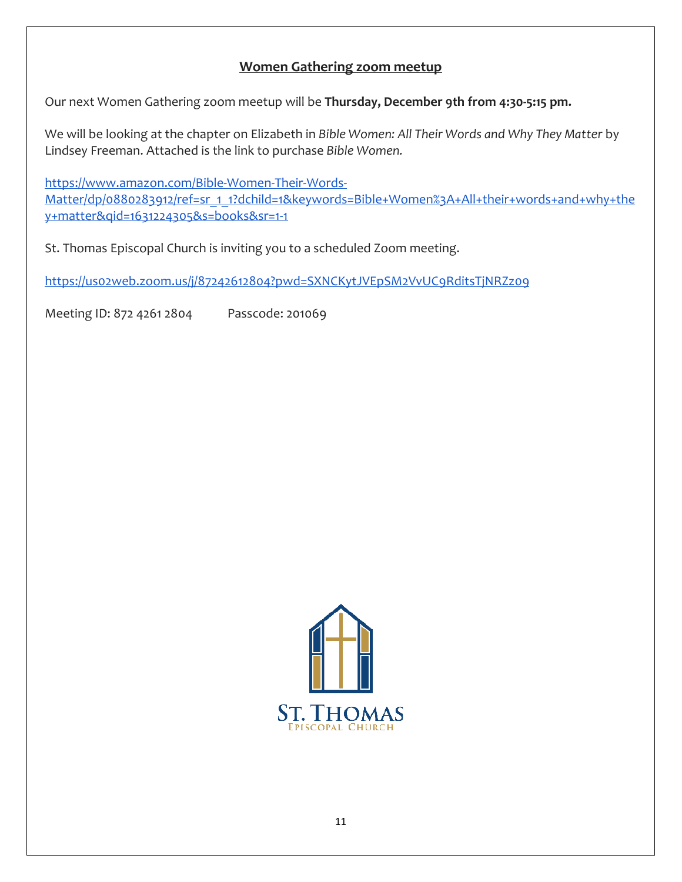## Women Gathering zoom meetup

Our next Women Gathering zoom meetup will be **Thursday, December 9th from 4:30-5:15 pm.**

We will be looking at the chapter on Elizabeth in *Bible Women: All Their Words and Why They Matter* by Lindsey Freeman. Attached is the link to purchase *Bible Women.*

https://www.amazon.com/Bible-Women-Their-Words-Matter/dp/0880283912/ref=sr_1_1?dchild=1&keywords=Bible+Women%3A+All+their+words+and+why+they+matter&qid=1631224305&s=books&sr=1-1

St. Thomas Episcopal Church is inviting you to a scheduled Zoom meeting.

https://us02web.zoom.us/j/87242612804?pwd=SXNCKytJVEpSM2VvUC9RditsTjNRZz09

Meeting ID: 872 4261 2804    Passcode: 201069

ST. THOMAS
EPISCOPAL CHURCH